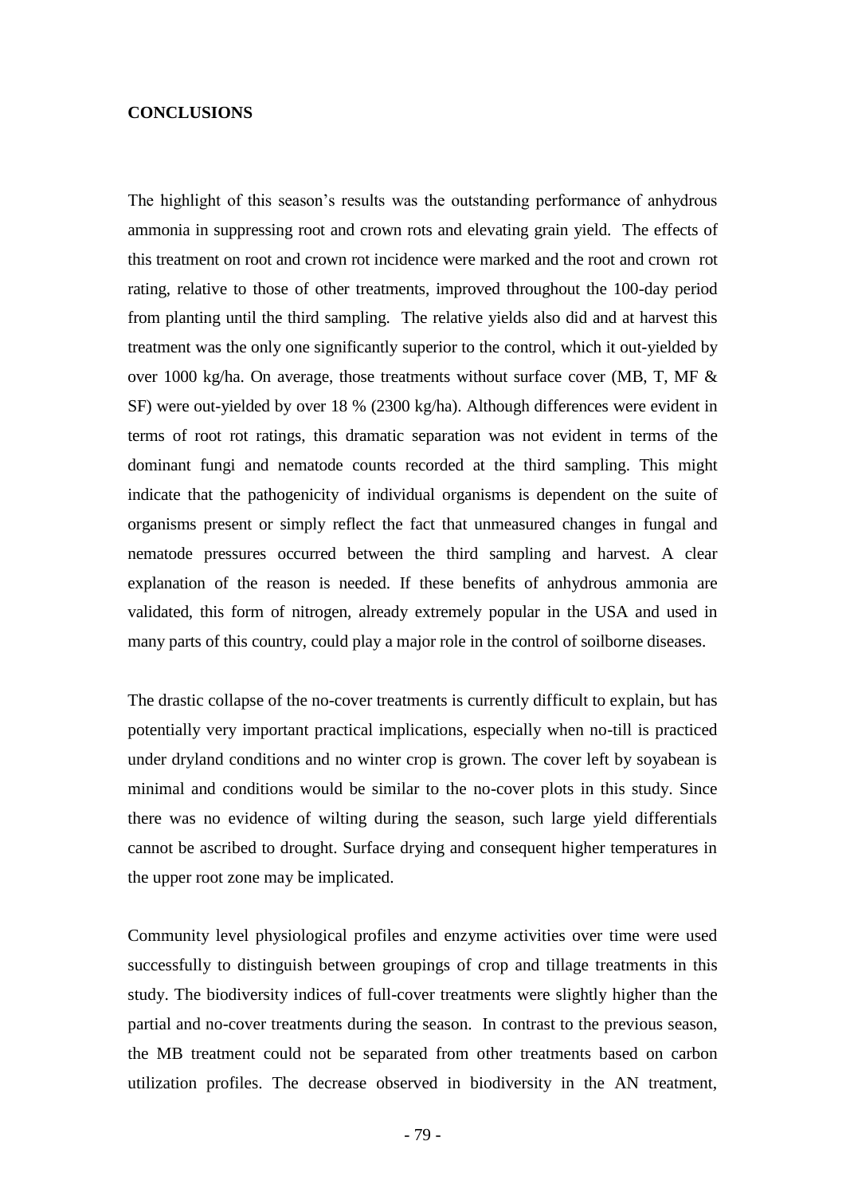**CONCLUSIONS**

The highlight of this season's results was the outstanding performance of anhydrous ammonia in suppressing root and crown rots and elevating grain yield. The effects of this treatment on root and crown rot incidence were marked and the root and crown rot rating, relative to those of other treatments, improved throughout the 100-day period from planting until the third sampling. The relative yields also did and at harvest this treatment was the only one significantly superior to the control, which it out-yielded by over 1000 kg/ha. On average, those treatments without surface cover (MB, T, MF & SF) were out-yielded by over 18 % (2300 kg/ha). Although differences were evident in terms of root rot ratings, this dramatic separation was not evident in terms of the dominant fungi and nematode counts recorded at the third sampling. This might indicate that the pathogenicity of individual organisms is dependent on the suite of organisms present or simply reflect the fact that unmeasured changes in fungal and nematode pressures occurred between the third sampling and harvest. A clear explanation of the reason is needed. If these benefits of anhydrous ammonia are validated, this form of nitrogen, already extremely popular in the USA and used in many parts of this country, could play a major role in the control of soilborne diseases.

The drastic collapse of the no-cover treatments is currently difficult to explain, but has potentially very important practical implications, especially when no-till is practiced under dryland conditions and no winter crop is grown. The cover left by soyabean is minimal and conditions would be similar to the no-cover plots in this study. Since there was no evidence of wilting during the season, such large yield differentials cannot be ascribed to drought. Surface drying and consequent higher temperatures in the upper root zone may be implicated.

Community level physiological profiles and enzyme activities over time were used successfully to distinguish between groupings of crop and tillage treatments in this study. The biodiversity indices of full-cover treatments were slightly higher than the partial and no-cover treatments during the season. In contrast to the previous season, the MB treatment could not be separated from other treatments based on carbon utilization profiles. The decrease observed in biodiversity in the AN treatment,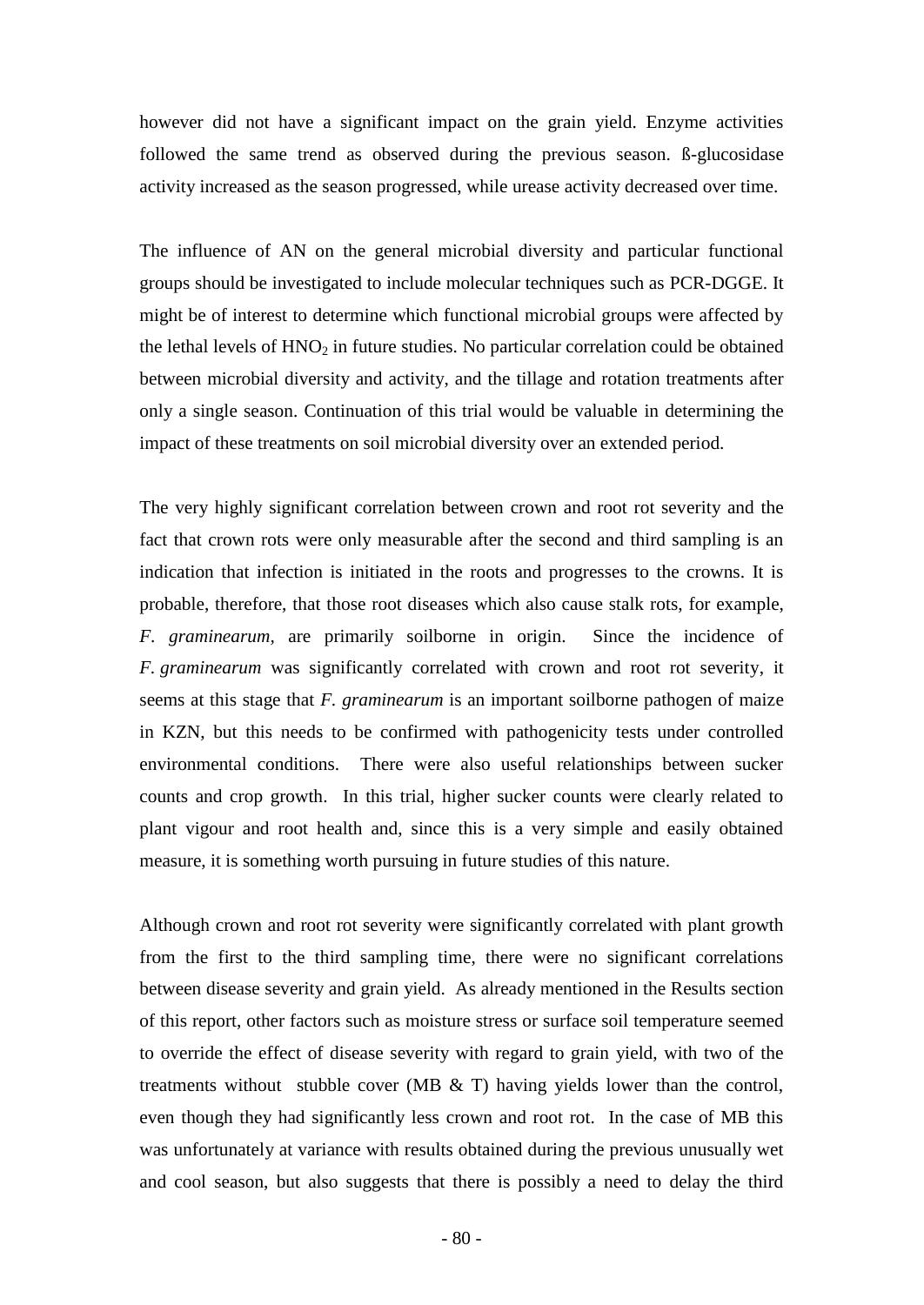however did not have a significant impact on the grain yield. Enzyme activities followed the same trend as observed during the previous season. ß-glucosidase activity increased as the season progressed, while urease activity decreased over time.

The influence of AN on the general microbial diversity and particular functional groups should be investigated to include molecular techniques such as PCR-DGGE. It might be of interest to determine which functional microbial groups were affected by the lethal levels of $HNO_2$ in future studies. No particular correlation could be obtained between microbial diversity and activity, and the tillage and rotation treatments after only a single season. Continuation of this trial would be valuable in determining the impact of these treatments on soil microbial diversity over an extended period.

The very highly significant correlation between crown and root rot severity and the fact that crown rots were only measurable after the second and third sampling is an indication that infection is initiated in the roots and progresses to the crowns. It is probable, therefore, that those root diseases which also cause stalk rots, for example, *F. graminearum*, are primarily soilborne in origin. Since the incidence of *F. graminearum* was significantly correlated with crown and root rot severity, it seems at this stage that *F. graminearum* is an important soilborne pathogen of maize in KZN, but this needs to be confirmed with pathogenicity tests under controlled environmental conditions. There were also useful relationships between sucker counts and crop growth. In this trial, higher sucker counts were clearly related to plant vigour and root health and, since this is a very simple and easily obtained measure, it is something worth pursuing in future studies of this nature.

Although crown and root rot severity were significantly correlated with plant growth from the first to the third sampling time, there were no significant correlations between disease severity and grain yield. As already mentioned in the Results section of this report, other factors such as moisture stress or surface soil temperature seemed to override the effect of disease severity with regard to grain yield, with two of the treatments without stubble cover (MB & T) having yields lower than the control, even though they had significantly less crown and root rot. In the case of MB this was unfortunately at variance with results obtained during the previous unusually wet and cool season, but also suggests that there is possibly a need to delay the third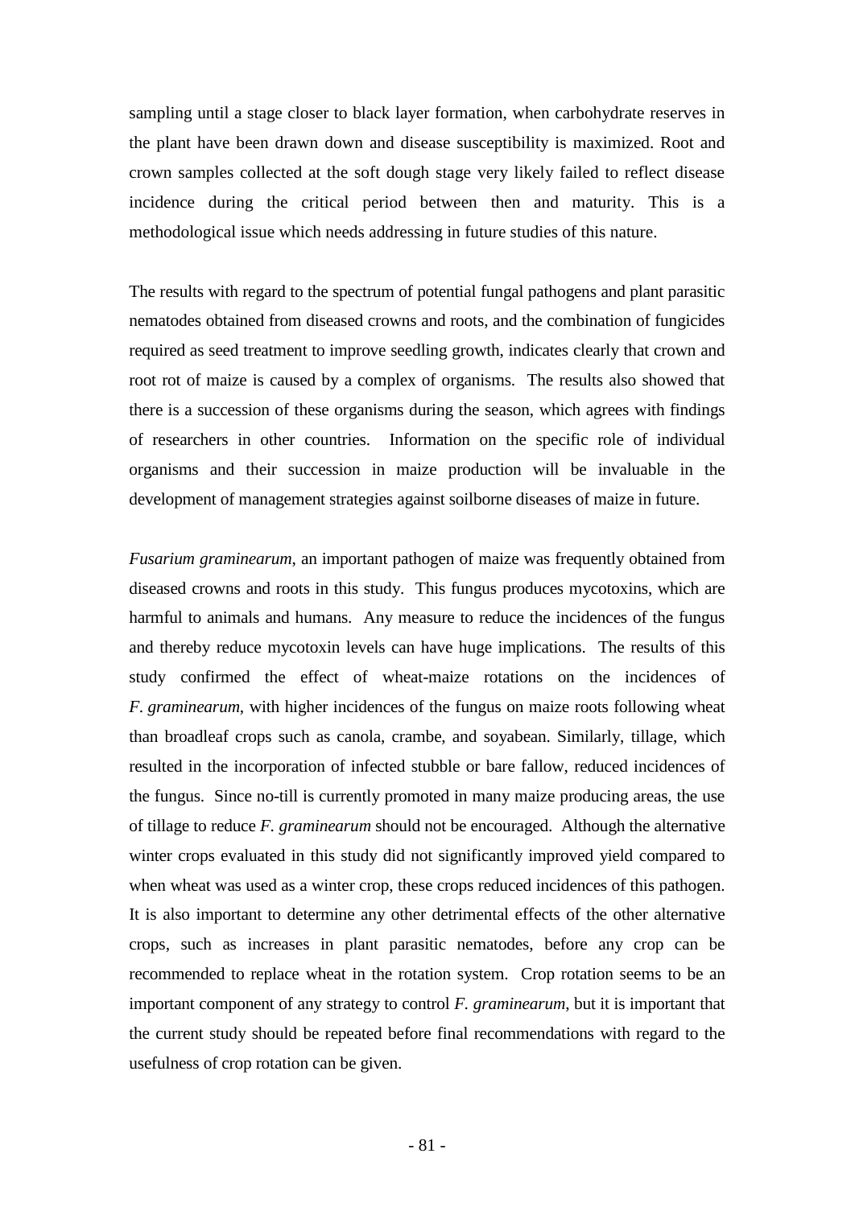sampling until a stage closer to black layer formation, when carbohydrate reserves in the plant have been drawn down and disease susceptibility is maximized. Root and crown samples collected at the soft dough stage very likely failed to reflect disease incidence during the critical period between then and maturity. This is a methodological issue which needs addressing in future studies of this nature.

The results with regard to the spectrum of potential fungal pathogens and plant parasitic nematodes obtained from diseased crowns and roots, and the combination of fungicides required as seed treatment to improve seedling growth, indicates clearly that crown and root rot of maize is caused by a complex of organisms. The results also showed that there is a succession of these organisms during the season, which agrees with findings of researchers in other countries. Information on the specific role of individual organisms and their succession in maize production will be invaluable in the development of management strategies against soilborne diseases of maize in future.

*Fusarium graminearum*, an important pathogen of maize was frequently obtained from diseased crowns and roots in this study. This fungus produces mycotoxins, which are harmful to animals and humans. Any measure to reduce the incidences of the fungus and thereby reduce mycotoxin levels can have huge implications. The results of this study confirmed the effect of wheat-maize rotations on the incidences of *F. graminearum*, with higher incidences of the fungus on maize roots following wheat than broadleaf crops such as canola, crambe, and soyabean. Similarly, tillage, which resulted in the incorporation of infected stubble or bare fallow, reduced incidences of the fungus. Since no-till is currently promoted in many maize producing areas, the use of tillage to reduce *F. graminearum* should not be encouraged. Although the alternative winter crops evaluated in this study did not significantly improved yield compared to when wheat was used as a winter crop, these crops reduced incidences of this pathogen. It is also important to determine any other detrimental effects of the other alternative crops, such as increases in plant parasitic nematodes, before any crop can be recommended to replace wheat in the rotation system. Crop rotation seems to be an important component of any strategy to control *F. graminearum*, but it is important that the current study should be repeated before final recommendations with regard to the usefulness of crop rotation can be given.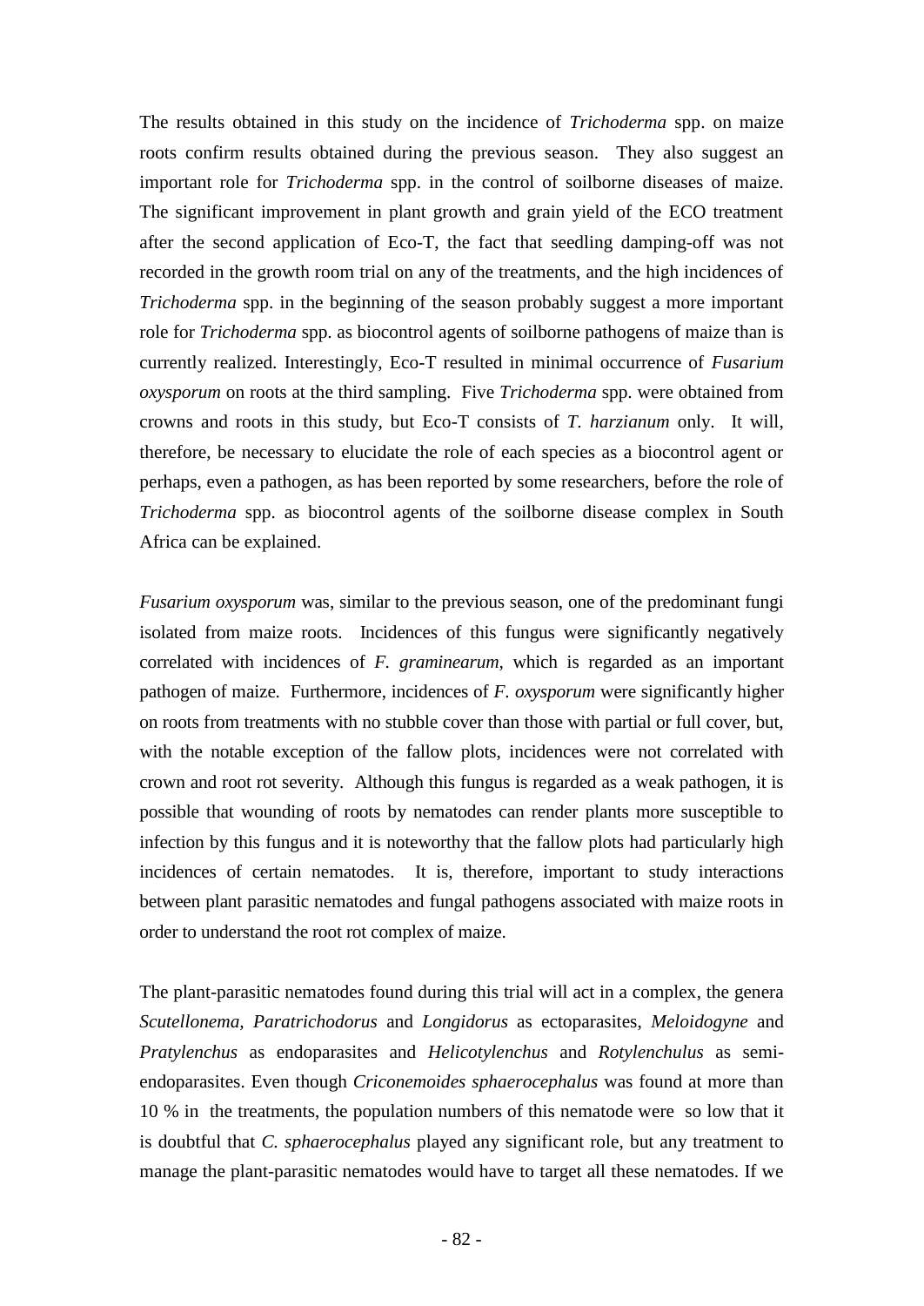The results obtained in this study on the incidence of *Trichoderma* spp. on maize roots confirm results obtained during the previous season. They also suggest an important role for *Trichoderma* spp. in the control of soilborne diseases of maize. The significant improvement in plant growth and grain yield of the ECO treatment after the second application of Eco-T, the fact that seedling damping-off was not recorded in the growth room trial on any of the treatments, and the high incidences of *Trichoderma* spp. in the beginning of the season probably suggest a more important role for *Trichoderma* spp. as biocontrol agents of soilborne pathogens of maize than is currently realized. Interestingly, Eco-T resulted in minimal occurrence of *Fusarium oxysporum* on roots at the third sampling. Five *Trichoderma* spp. were obtained from crowns and roots in this study, but Eco-T consists of *T. harzianum* only. It will, therefore, be necessary to elucidate the role of each species as a biocontrol agent or perhaps, even a pathogen, as has been reported by some researchers, before the role of *Trichoderma* spp. as biocontrol agents of the soilborne disease complex in South Africa can be explained.

*Fusarium oxysporum* was, similar to the previous season, one of the predominant fungi isolated from maize roots. Incidences of this fungus were significantly negatively correlated with incidences of *F. graminearum*, which is regarded as an important pathogen of maize. Furthermore, incidences of *F. oxysporum* were significantly higher on roots from treatments with no stubble cover than those with partial or full cover, but, with the notable exception of the fallow plots, incidences were not correlated with crown and root rot severity. Although this fungus is regarded as a weak pathogen, it is possible that wounding of roots by nematodes can render plants more susceptible to infection by this fungus and it is noteworthy that the fallow plots had particularly high incidences of certain nematodes. It is, therefore, important to study interactions between plant parasitic nematodes and fungal pathogens associated with maize roots in order to understand the root rot complex of maize.

The plant-parasitic nematodes found during this trial will act in a complex, the genera *Scutellonema*, *Paratrichodorus* and *Longidorus* as ectoparasites, *Meloidogyne* and *Pratylenchus* as endoparasites and *Helicotylenchus* and *Rotylenchulus* as semi-endoparasites. Even though *Criconemoides sphaerocephalus* was found at more than 10 % in the treatments, the population numbers of this nematode were so low that it is doubtful that *C. sphaerocephalus* played any significant role, but any treatment to manage the plant-parasitic nematodes would have to target all these nematodes. If we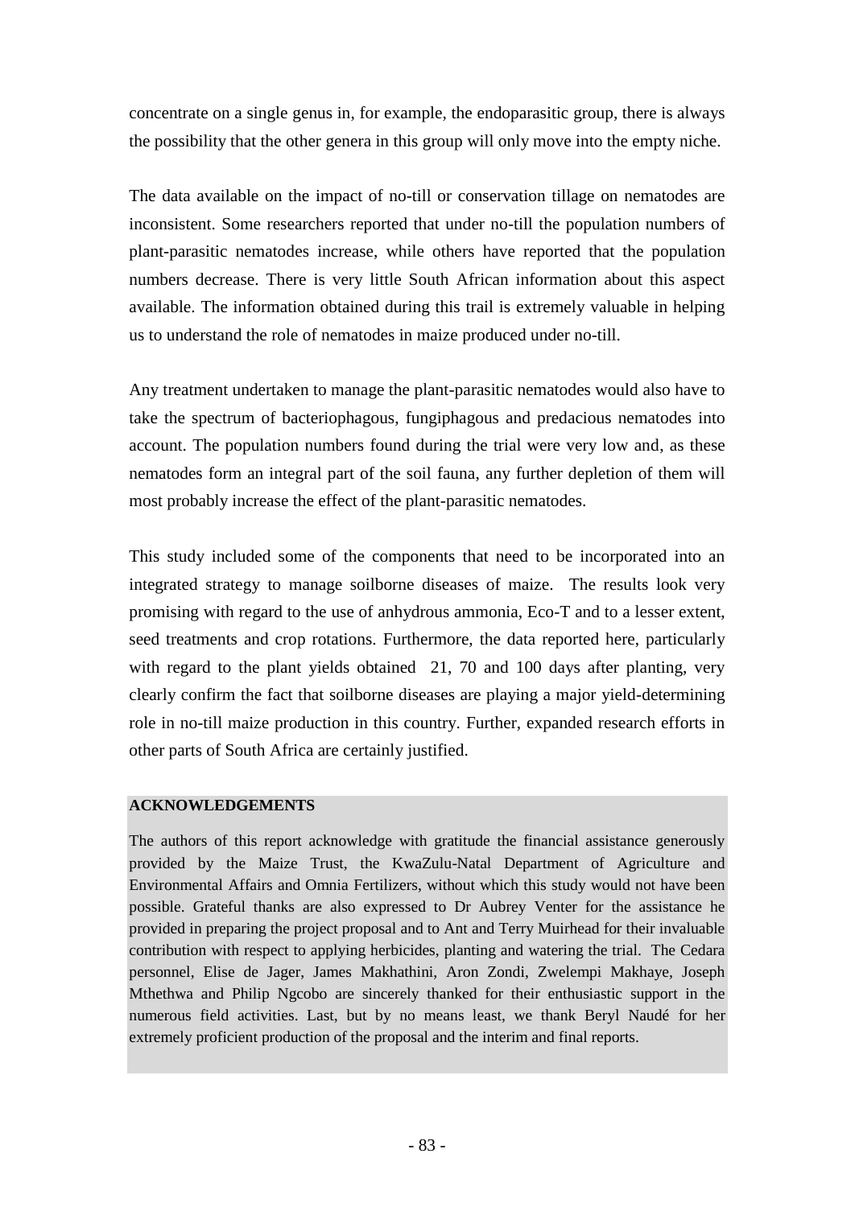concentrate on a single genus in, for example, the endoparasitic group, there is always the possibility that the other genera in this group will only move into the empty niche.

The data available on the impact of no-till or conservation tillage on nematodes are inconsistent. Some researchers reported that under no-till the population numbers of plant-parasitic nematodes increase, while others have reported that the population numbers decrease. There is very little South African information about this aspect available. The information obtained during this trail is extremely valuable in helping us to understand the role of nematodes in maize produced under no-till.

Any treatment undertaken to manage the plant-parasitic nematodes would also have to take the spectrum of bacteriophagous, fungiphagous and predacious nematodes into account. The population numbers found during the trial were very low and, as these nematodes form an integral part of the soil fauna, any further depletion of them will most probably increase the effect of the plant-parasitic nematodes.

This study included some of the components that need to be incorporated into an integrated strategy to manage soilborne diseases of maize. The results look very promising with regard to the use of anhydrous ammonia, Eco-T and to a lesser extent, seed treatments and crop rotations. Furthermore, the data reported here, particularly with regard to the plant yields obtained 21, 70 and 100 days after planting, very clearly confirm the fact that soilborne diseases are playing a major yield-determining role in no-till maize production in this country. Further, expanded research efforts in other parts of South Africa are certainly justified.

**ACKNOWLEDGEMENTS**

The authors of this report acknowledge with gratitude the financial assistance generously provided by the Maize Trust, the KwaZulu-Natal Department of Agriculture and Environmental Affairs and Omnia Fertilizers, without which this study would not have been possible. Grateful thanks are also expressed to Dr Aubrey Venter for the assistance he provided in preparing the project proposal and to Ant and Terry Muirhead for their invaluable contribution with respect to applying herbicides, planting and watering the trial. The Cedara personnel, Elise de Jager, James Makhathini, Aron Zondi, Zwelempi Makhaye, Joseph Mthethwa and Philip Ngcobo are sincerely thanked for their enthusiastic support in the numerous field activities. Last, but by no means least, we thank Beryl Naudé for her extremely proficient production of the proposal and the interim and final reports.